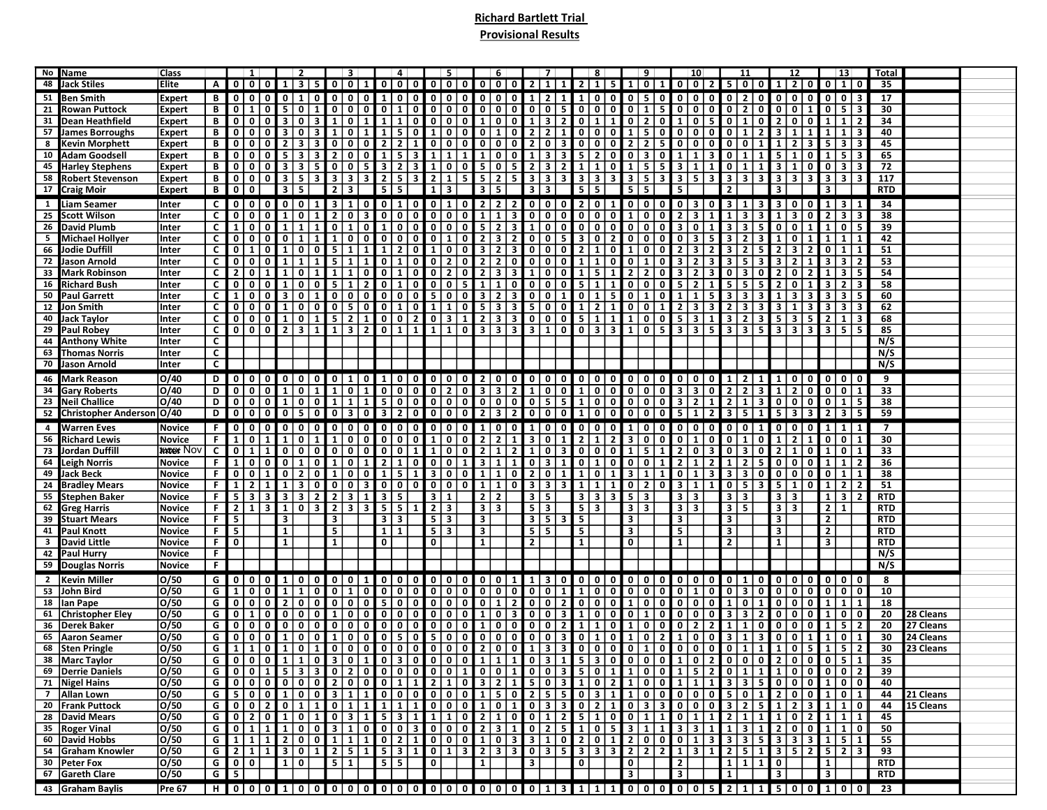# Richard Bartlett Trial

## Provisional Results

| No | Name | Class | | 1 | | | 2 | | | 3 | | | 4 | | | 5 | | | 6 | | | 7 | | | 8 | | | 9 | | | 10 | | | 11 | | | 12 | | | 13 | | | Total | |
|---|---|---|---|---|---|---|---|---|---|---|---|---|---|---|---|---|---|---|---|---|---|---|---|---|---|---|---|---|---|---|---|---|---|---|---|---|---|---|---|---|---|---|---|---|
| 48 | Jack Stiles | Elite | A | 0 | 0 | 0 | 1 | 3 | 5 | 0 | 0 | 1 | 0 | 0 | 0 | 0 | 0 | 0 | 0 | 0 | 0 | 2 | 1 | 1 | 2 | 1 | 5 | 1 | 0 | 1 | 0 | 0 | 2 | 5 | 0 | 0 | 1 | 2 | 0 | 0 | 1 | 0 | 35 | |
| 51 | Ben Smith | Expert | B | 0 | 0 | 0 | 0 | 1 | 0 | 0 | 0 | 0 | 1 | 0 | 0 | 0 | 0 | 0 | 0 | 0 | 0 | 1 | 2 | 1 | 1 | 0 | 0 | 0 | 5 | 0 | 0 | 0 | 0 | 0 | 2 | 0 | 0 | 0 | 0 | 0 | 0 | 3 | 17 | |
| 21 | Rowan Puttock | Expert | B | 0 | 1 | 0 | 5 | 0 | 1 | 0 | 0 | 0 | 0 | 1 | 0 | 0 | 0 | 0 | 0 | 0 | 0 | 0 | 0 | 5 | 0 | 0 | 0 | 0 | 1 | 5 | 0 | 0 | 0 | 0 | 2 | 0 | 0 | 0 | 1 | 0 | 5 | 3 | 30 | |
| 31 | Dean Heathfield | Expert | B | 0 | 0 | 0 | 3 | 0 | 3 | 1 | 0 | 1 | 1 | 1 | 0 | 0 | 0 | 0 | 1 | 0 | 0 | 1 | 3 | 2 | 0 | 1 | 1 | 0 | 2 | 0 | 1 | 0 | 5 | 0 | 1 | 0 | 2 | 0 | 0 | 1 | 1 | 2 | 34 | |
| 57 | James Borroughs | Expert | B | 0 | 0 | 0 | 3 | 0 | 3 | 1 | 0 | 1 | 1 | 5 | 0 | 1 | 0 | 0 | 0 | 1 | 0 | 2 | 2 | 1 | 0 | 0 | 0 | 1 | 5 | 0 | 0 | 0 | 0 | 0 | 1 | 2 | 3 | 1 | 1 | 1 | 1 | 3 | 40 | |
| 8 | Kevin Morphett | Expert | B | 0 | 0 | 0 | 2 | 3 | 3 | 0 | 0 | 0 | 2 | 2 | 1 | 0 | 0 | 0 | 0 | 0 | 0 | 2 | 0 | 3 | 0 | 0 | 0 | 2 | 2 | 5 | 0 | 0 | 0 | 0 | 0 | 1 | 1 | 2 | 3 | 5 | 3 | 3 | 45 | |
| 10 | Adam Goodsell | Expert | B | 0 | 0 | 0 | 5 | 3 | 3 | 2 | 0 | 0 | 1 | 5 | 3 | 1 | 1 | 1 | 1 | 0 | 0 | 1 | 3 | 3 | 5 | 2 | 0 | 0 | 3 | 0 | 1 | 1 | 3 | 0 | 1 | 1 | 5 | 1 | 0 | 1 | 5 | 3 | 65 | |
| 45 | Harley Stephens | Expert | B | 0 | 0 | 0 | 3 | 3 | 5 | 0 | 0 | 5 | 3 | 2 | 3 | 1 | 0 | 0 | 5 | 0 | 5 | 2 | 3 | 2 | 1 | 1 | 0 | 1 | 5 | 5 | 3 | 1 | 1 | 0 | 1 | 1 | 3 | 1 | 0 | 0 | 3 | 3 | 72 | |
| 58 | Robert Stevenson | Expert | B | 0 | 0 | 0 | 3 | 5 | 3 | 3 | 3 | 3 | 2 | 5 | 3 | 2 | 1 | 5 | 5 | 2 | 5 | 3 | 3 | 3 | 3 | 3 | 3 | 3 | 5 | 3 | 3 | 5 | 3 | 3 | 3 | 3 | 3 | 3 | 3 | 3 | 3 | 3 | 117 | |
| 17 | Craig Moir | Expert | B | 0 | 0 | | 3 | 5 | | 2 | 3 | | 5 | 5 | | 1 | 3 | | 3 | 5 | | 3 | 3 | | 5 | 5 | | 5 | 5 | | 5 | | | 2 | | | 3 | | | 3 | | | RTD | |
| 1 | Liam Seamer | Inter | C | 0 | 0 | 0 | 0 | 0 | 1 | 3 | 1 | 0 | 0 | 1 | 0 | 0 | 1 | 0 | 2 | 2 | 2 | 0 | 0 | 0 | 2 | 0 | 1 | 0 | 0 | 0 | 0 | 3 | 0 | 3 | 1 | 3 | 3 | 0 | 0 | 1 | 3 | 1 | 34 | |
| 25 | Scott Wilson | Inter | C | 0 | 0 | 0 | 1 | 0 | 1 | 2 | 0 | 3 | 0 | 0 | 0 | 0 | 0 | 0 | 1 | 1 | 3 | 0 | 0 | 0 | 0 | 0 | 0 | 1 | 0 | 0 | 2 | 3 | 1 | 1 | 3 | 3 | 1 | 3 | 0 | 2 | 3 | 3 | 38 | |
| 26 | David Plumb | Inter | C | 1 | 0 | 0 | 1 | 1 | 1 | 0 | 1 | 0 | 1 | 0 | 0 | 0 | 0 | 0 | 5 | 2 | 3 | 1 | 0 | 0 | 0 | 0 | 0 | 0 | 0 | 0 | 3 | 0 | 1 | 3 | 3 | 5 | 0 | 0 | 1 | 1 | 0 | 5 | 39 | |
| 5 | Michael Hollyer | Inter | C | 0 | 0 | 0 | 0 | 1 | 1 | 1 | 0 | 0 | 0 | 0 | 0 | 0 | 1 | 0 | 2 | 3 | 2 | 0 | 0 | 5 | 3 | 0 | 2 | 0 | 0 | 0 | 0 | 3 | 5 | 3 | 2 | 3 | 1 | 0 | 1 | 1 | 1 | 1 | 42 | |
| 66 | Jodie Duffill | Inter | C | 0 | 1 | 0 | 1 | 0 | 0 | 5 | 1 | 1 | 1 | 2 | 0 | 1 | 0 | 0 | 3 | 2 | 3 | 0 | 0 | 0 | 2 | 1 | 0 | 1 | 0 | 0 | 2 | 3 | 2 | 3 | 2 | 5 | 2 | 3 | 2 | 0 | 1 | 1 | 51 | |
| 72 | Jason Arnold | Inter | C | 0 | 0 | 0 | 1 | 1 | 1 | 5 | 1 | 1 | 0 | 1 | 0 | 0 | 2 | 0 | 2 | 2 | 0 | 0 | 0 | 0 | 1 | 1 | 0 | 0 | 1 | 0 | 3 | 2 | 3 | 3 | 5 | 3 | 3 | 2 | 1 | 3 | 3 | 2 | 53 | |
| 33 | Mark Robinson | Inter | C | 2 | 0 | 1 | 1 | 0 | 1 | 1 | 1 | 0 | 0 | 1 | 0 | 0 | 2 | 0 | 2 | 3 | 3 | 1 | 0 | 0 | 1 | 5 | 1 | 2 | 2 | 0 | 3 | 2 | 3 | 0 | 3 | 0 | 2 | 0 | 2 | 1 | 3 | 5 | 54 | |
| 16 | Richard Bush | Inter | C | 0 | 0 | 0 | 1 | 0 | 0 | 5 | 1 | 2 | 0 | 1 | 0 | 0 | 0 | 5 | 1 | 1 | 0 | 0 | 0 | 0 | 5 | 1 | 1 | 0 | 0 | 0 | 5 | 2 | 1 | 5 | 5 | 5 | 2 | 0 | 1 | 3 | 2 | 3 | 58 | |
| 50 | Paul Garrett | Inter | C | 1 | 0 | 0 | 3 | 0 | 1 | 0 | 0 | 0 | 0 | 0 | 0 | 5 | 0 | 0 | 3 | 2 | 3 | 0 | 0 | 1 | 0 | 1 | 5 | 0 | 1 | 0 | 1 | 1 | 5 | 3 | 3 | 3 | 1 | 3 | 3 | 3 | 3 | 5 | 60 | |
| 12 | Jon Smith | Inter | C | 0 | 0 | 0 | 1 | 0 | 0 | 0 | 5 | 0 | 0 | 1 | 0 | 1 | 1 | 0 | 5 | 3 | 3 | 5 | 0 | 0 | 1 | 2 | 1 | 0 | 0 | 1 | 2 | 3 | 3 | 2 | 3 | 3 | 3 | 1 | 3 | 3 | 3 | 3 | 62 | |
| 40 | Jack Taylor | Inter | C | 0 | 0 | 0 | 1 | 0 | 1 | 5 | 2 | 1 | 0 | 0 | 2 | 0 | 3 | 1 | 2 | 3 | 3 | 0 | 0 | 0 | 5 | 1 | 1 | 1 | 0 | 0 | 5 | 3 | 1 | 3 | 2 | 3 | 5 | 3 | 5 | 2 | 1 | 3 | 68 | |
| 29 | Paul Robey | Inter | C | 0 | 0 | 0 | 2 | 3 | 1 | 1 | 3 | 2 | 0 | 1 | 1 | 1 | 1 | 0 | 3 | 3 | 3 | 3 | 1 | 0 | 0 | 3 | 3 | 1 | 0 | 5 | 3 | 3 | 5 | 3 | 3 | 5 | 3 | 3 | 3 | 3 | 5 | 5 | 85 | |
| 44 | Anthony White | Inter | C | | | | | | | | | | | | | | | | | | | | | | | | | | | | | | | | | | | | | | | | N/S | |
| 63 | Thomas Norris | Inter | C | | | | | | | | | | | | | | | | | | | | | | | | | | | | | | | | | | | | | | | | N/S | |
| 70 | Jason Arnold | Inter | C | | | | | | | | | | | | | | | | | | | | | | | | | | | | | | | | | | | | | | | | N/S | |
| 46 | Mark Reason | O/40 | D | 0 | 0 | 0 | 0 | 0 | 0 | 0 | 1 | 0 | 1 | 0 | 0 | 0 | 0 | 0 | 2 | 0 | 0 | 0 | 0 | 0 | 0 | 0 | 0 | 0 | 0 | 0 | 0 | 0 | 0 | 1 | 2 | 1 | 1 | 0 | 0 | 0 | 0 | 0 | 9 | |
| 34 | Gary Roberts | O/40 | D | 0 | 0 | 0 | 1 | 0 | 1 | 1 | 0 | 1 | 0 | 0 | 0 | 0 | 2 | 0 | 3 | 3 | 2 | 1 | 0 | 0 | 1 | 0 | 0 | 0 | 0 | 0 | 3 | 3 | 0 | 2 | 2 | 3 | 1 | 2 | 0 | 0 | 0 | 1 | 33 | |
| 23 | Neil Challice | O/40 | D | 0 | 0 | 0 | 1 | 0 | 0 | 1 | 1 | 1 | 5 | 0 | 0 | 0 | 0 | 0 | 0 | 0 | 0 | 0 | 5 | 5 | 1 | 0 | 0 | 0 | 0 | 0 | 3 | 2 | 1 | 2 | 1 | 3 | 0 | 0 | 0 | 0 | 1 | 5 | 38 | |
| 52 | Christopher Anderson | O/40 | D | 0 | 0 | 0 | 0 | 5 | 0 | 0 | 3 | 0 | 3 | 2 | 0 | 0 | 0 | 0 | 2 | 3 | 2 | 0 | 0 | 0 | 1 | 0 | 0 | 0 | 0 | 0 | 5 | 1 | 2 | 3 | 5 | 1 | 5 | 3 | 3 | 2 | 3 | 5 | 59 | |
| 4 | Warren Eves | Novice | F | 0 | 0 | 0 | 0 | 0 | 0 | 0 | 0 | 0 | 0 | 0 | 0 | 0 | 0 | 0 | 1 | 0 | 0 | 1 | 0 | 0 | 0 | 0 | 0 | 1 | 0 | 0 | 0 | 0 | 0 | 0 | 0 | 1 | 0 | 0 | 0 | 1 | 1 | 1 | 7 | |
| 56 | Richard Lewis | Novice | F | 1 | 0 | 1 | 1 | 0 | 1 | 1 | 0 | 0 | 0 | 0 | 0 | 1 | 0 | 0 | 2 | 2 | 1 | 3 | 0 | 1 | 2 | 1 | 2 | 3 | 0 | 0 | 0 | 1 | 0 | 0 | 1 | 0 | 1 | 2 | 1 | 0 | 0 | 1 | 30 | |
| 73 | Jordan Duffill | ~~Inter~~ Nov | C | 0 | 1 | 1 | 0 | 0 | 0 | 0 | 0 | 0 | 0 | 0 | 1 | 1 | 0 | 0 | 2 | 1 | 2 | 1 | 0 | 3 | 0 | 0 | 0 | 1 | 5 | 1 | 2 | 0 | 3 | 0 | 3 | 0 | 2 | 1 | 0 | 1 | 0 | 1 | 33 | |
| 64 | Leigh Norris | Novice | F | 1 | 0 | 0 | 0 | 1 | 0 | 1 | 0 | 1 | 2 | 1 | 0 | 0 | 0 | 1 | 3 | 1 | 1 | 0 | 3 | 1 | 0 | 1 | 0 | 0 | 0 | 1 | 2 | 1 | 2 | 1 | 2 | 5 | 0 | 0 | 0 | 1 | 1 | 2 | 36 | |
| 49 | Jack Beck | Novice | F | 0 | 0 | 1 | 0 | 2 | 0 | 1 | 0 | 0 | 1 | 5 | 1 | 3 | 0 | 0 | 1 | 1 | 0 | 2 | 0 | 1 | 1 | 0 | 1 | 3 | 1 | 1 | 0 | 1 | 3 | 3 | 3 | 0 | 0 | 0 | 0 | 0 | 1 | 1 | 38 | |
| 24 | Bradley Mears | Novice | F | 1 | 2 | 1 | 1 | 3 | 0 | 0 | 0 | 3 | 0 | 0 | 0 | 0 | 0 | 0 | 1 | 1 | 0 | 3 | 3 | 3 | 1 | 1 | 1 | 0 | 2 | 0 | 3 | 1 | 1 | 0 | 5 | 3 | 5 | 1 | 0 | 1 | 2 | 2 | 51 | |
| 55 | Stephen Baker | Novice | F | 5 | 3 | 3 | 3 | 3 | 2 | 2 | 3 | 1 | 3 | 5 | | 3 | 1 | | 2 | 2 | | 3 | 5 | | 3 | 3 | 3 | 5 | 3 | | 3 | 3 | | 3 | 3 | | 3 | 3 | | 1 | 3 | 2 | RTD | |
| 62 | Greg Harris | Novice | F | 2 | 1 | 3 | 1 | 0 | 3 | 2 | 3 | 3 | 5 | 5 | 1 | 2 | 3 | | 3 | 3 | | 5 | 3 | | 5 | 3 | | 3 | 3 | | 3 | 3 | | 3 | 5 | | 3 | 3 | | 2 | 1 | | RTD | |
| 39 | Stuart Mears | Novice | F | 5 | | | 3 | | | 3 | | | 3 | 3 | | 5 | 3 | | 3 | | | 3 | 5 | 3 | 5 | | | 3 | | | 3 | | | 3 | | | 3 | | | 2 | | | RTD | |
| 41 | Paul Knott | Novice | F | 5 | | | 1 | | | 5 | | | 1 | 1 | | 5 | 3 | | 3 | | | 5 | 5 | | 5 | | | 3 | | | 5 | | | 3 | | | 3 | | | 2 | | | RTD | |
| 3 | David Little | Novice | F | 0 | | | 1 | | | 1 | | | 0 | | | 0 | | | 1 | | | 2 | | | 1 | | | 0 | | | 1 | | | 2 | | | 1 | | | 3 | | | RTD | |
| 42 | Paul Hurry | Novice | F | | | | | | | | | | | | | | | | | | | | | | | | | | | | | | | | | | | | | | | | N/S | |
| 59 | Douglas Norris | Novice | F | | | | | | | | | | | | | | | | | | | | | | | | | | | | | | | | | | | | | | | | N/S | |
| 2 | Kevin Miller | O/50 | G | 0 | 0 | 0 | 1 | 0 | 0 | 0 | 0 | 1 | 0 | 0 | 0 | 0 | 0 | 0 | 0 | 0 | 1 | 1 | 3 | 0 | 0 | 0 | 0 | 0 | 0 | 0 | 0 | 0 | 0 | 0 | 1 | 0 | 0 | 0 | 0 | 0 | 0 | 0 | 8 | |
| 53 | John Bird | O/50 | G | 1 | 0 | 0 | 1 | 1 | 0 | 0 | 1 | 0 | 0 | 0 | 0 | 0 | 0 | 0 | 0 | 0 | 0 | 0 | 0 | 1 | 1 | 0 | 0 | 0 | 0 | 0 | 0 | 1 | 0 | 0 | 3 | 0 | 0 | 0 | 0 | 0 | 0 | 0 | 10 | |
| 18 | Ian Pape | O/50 | G | 0 | 0 | 0 | 2 | 0 | 0 | 0 | 0 | 0 | 5 | 0 | 0 | 0 | 0 | 0 | 0 | 1 | 2 | 0 | 0 | 2 | 0 | 0 | 0 | 1 | 0 | 0 | 0 | 0 | 0 | 1 | 0 | 1 | 0 | 0 | 0 | 1 | 1 | 1 | 18 | |
| 61 | Christopher Eley | O/50 | G | 0 | 1 | 0 | 0 | 0 | 0 | 1 | 0 | 0 | 0 | 0 | 0 | 0 | 0 | 0 | 1 | 0 | 3 | 0 | 0 | 3 | 1 | 0 | 0 | 0 | 1 | 0 | 0 | 0 | 0 | 3 | 3 | 2 | 0 | 0 | 0 | 1 | 0 | 0 | 20 | 28 Cleans |
| 36 | Derek Baker | O/50 | G | 0 | 0 | 0 | 0 | 0 | 0 | 0 | 0 | 0 | 0 | 0 | 0 | 0 | 0 | 0 | 1 | 0 | 0 | 0 | 0 | 2 | 1 | 1 | 0 | 1 | 0 | 0 | 0 | 2 | 2 | 1 | 1 | 0 | 0 | 0 | 0 | 1 | 5 | 2 | 20 | 27 Cleans |
| 65 | Aaron Seamer | O/50 | G | 0 | 0 | 0 | 1 | 0 | 0 | 1 | 0 | 0 | 0 | 5 | 0 | 5 | 0 | 0 | 0 | 0 | 0 | 0 | 0 | 3 | 0 | 1 | 0 | 1 | 0 | 2 | 1 | 0 | 0 | 3 | 1 | 3 | 0 | 0 | 1 | 1 | 0 | 1 | 30 | 24 Cleans |
| 68 | Sten Pringle | O/50 | G | 1 | 1 | 0 | 1 | 0 | 1 | 0 | 0 | 0 | 0 | 0 | 0 | 0 | 0 | 0 | 2 | 0 | 0 | 1 | 3 | 3 | 0 | 0 | 0 | 0 | 1 | 0 | 0 | 0 | 0 | 0 | 1 | 1 | 1 | 0 | 5 | 1 | 5 | 2 | 30 | 23 Cleans |
| 38 | Marc Taylor | O/50 | G | 0 | 0 | 0 | 1 | 1 | 0 | 3 | 0 | 1 | 0 | 3 | 0 | 0 | 0 | 0 | 1 | 1 | 1 | 0 | 3 | 1 | 5 | 3 | 0 | 0 | 0 | 0 | 1 | 0 | 2 | 0 | 0 | 0 | 2 | 0 | 0 | 0 | 5 | 1 | 35 | |
| 69 | Derrie Daniels | O/50 | G | 0 | 0 | 1 | 5 | 3 | 3 | 0 | 2 | 0 | 0 | 0 | 0 | 0 | 0 | 1 | 0 | 0 | 1 | 0 | 0 | 3 | 5 | 0 | 1 | 1 | 0 | 0 | 1 | 5 | 2 | 0 | 1 | 1 | 1 | 0 | 0 | 0 | 0 | 2 | 39 | |
| 71 | Nigel Hains | O/50 | G | 0 | 0 | 0 | 0 | 0 | 0 | 2 | 0 | 0 | 0 | 1 | 1 | 2 | 1 | 0 | 3 | 2 | 1 | 5 | 0 | 3 | 1 | 0 | 2 | 1 | 0 | 0 | 1 | 1 | 1 | 3 | 3 | 5 | 0 | 0 | 0 | 1 | 0 | 0 | 40 | |
| 7 | Allan Lown | O/50 | G | 5 | 0 | 0 | 1 | 0 | 0 | 3 | 1 | 1 | 0 | 0 | 0 | 0 | 0 | 0 | 1 | 5 | 0 | 2 | 5 | 5 | 0 | 3 | 1 | 1 | 0 | 0 | 0 | 0 | 0 | 5 | 0 | 1 | 2 | 0 | 0 | 1 | 0 | 1 | 44 | 21 Cleans |
| 20 | Frank Puttock | O/50 | G | 0 | 0 | 2 | 0 | 1 | 1 | 0 | 1 | 1 | 1 | 1 | 1 | 0 | 0 | 0 | 1 | 0 | 1 | 0 | 3 | 3 | 0 | 2 | 1 | 0 | 3 | 3 | 0 | 0 | 0 | 3 | 2 | 5 | 1 | 2 | 3 | 1 | 1 | 0 | 44 | 15 Cleans |
| 28 | David Mears | O/50 | G | 0 | 2 | 0 | 1 | 0 | 1 | 0 | 3 | 1 | 5 | 3 | 1 | 1 | 1 | 0 | 2 | 1 | 0 | 0 | 1 | 2 | 5 | 1 | 0 | 0 | 1 | 1 | 0 | 1 | 1 | 2 | 1 | 1 | 1 | 0 | 2 | 1 | 1 | 1 | 45 | |
| 35 | Roger Vinal | O/50 | G | 0 | 1 | 1 | 1 | 0 | 0 | 3 | 1 | 0 | 0 | 0 | 3 | 0 | 0 | 0 | 2 | 3 | 1 | 0 | 2 | 5 | 1 | 0 | 5 | 3 | 1 | 1 | 3 | 3 | 1 | 1 | 3 | 1 | 2 | 0 | 0 | 1 | 1 | 0 | 50 | |
| 60 | David Hobbs | O/50 | G | 1 | 1 | 1 | 2 | 0 | 0 | 1 | 1 | 1 | 0 | 2 | 1 | 0 | 0 | 0 | 1 | 0 | 3 | 3 | 1 | 0 | 2 | 0 | 1 | 2 | 0 | 0 | 0 | 1 | 3 | 3 | 3 | 5 | 3 | 3 | 3 | 1 | 5 | 1 | 55 | |
| 54 | Graham Knowler | O/50 | G | 2 | 1 | 1 | 3 | 0 | 1 | 2 | 5 | 1 | 5 | 3 | 1 | 0 | 1 | 3 | 2 | 3 | 3 | 0 | 3 | 5 | 3 | 3 | 3 | 2 | 2 | 2 | 1 | 3 | 1 | 2 | 5 | 1 | 3 | 5 | 2 | 5 | 2 | 3 | 93 | |
| 30 | Peter Fox | O/50 | G | 0 | 0 | | 1 | 0 | | 5 | 1 | | 5 | 5 | | 0 | | | 1 | | | 3 | | | 0 | | | 0 | | | 2 | | | 1 | 1 | 1 | 0 | | | 1 | | | RTD | |
| 67 | Gareth Clare | O/50 | G | 5 | | | | | | | | | | | | | | | | | | | | | | | | 3 | | | 3 | | | 1 | | | 3 | | | 3 | | | RTD | |
| 43 | Graham Baylis | Pre 67 | H | 0 | 0 | 0 | 1 | 0 | 0 | 0 | 0 | 0 | 0 | 0 | 0 | 0 | 0 | 0 | 0 | 0 | 0 | 0 | 1 | 3 | 1 | 1 | 1 | 0 | 0 | 0 | 0 | 0 | 5 | 2 | 1 | 1 | 5 | 0 | 0 | 1 | 0 | 0 | 23 | |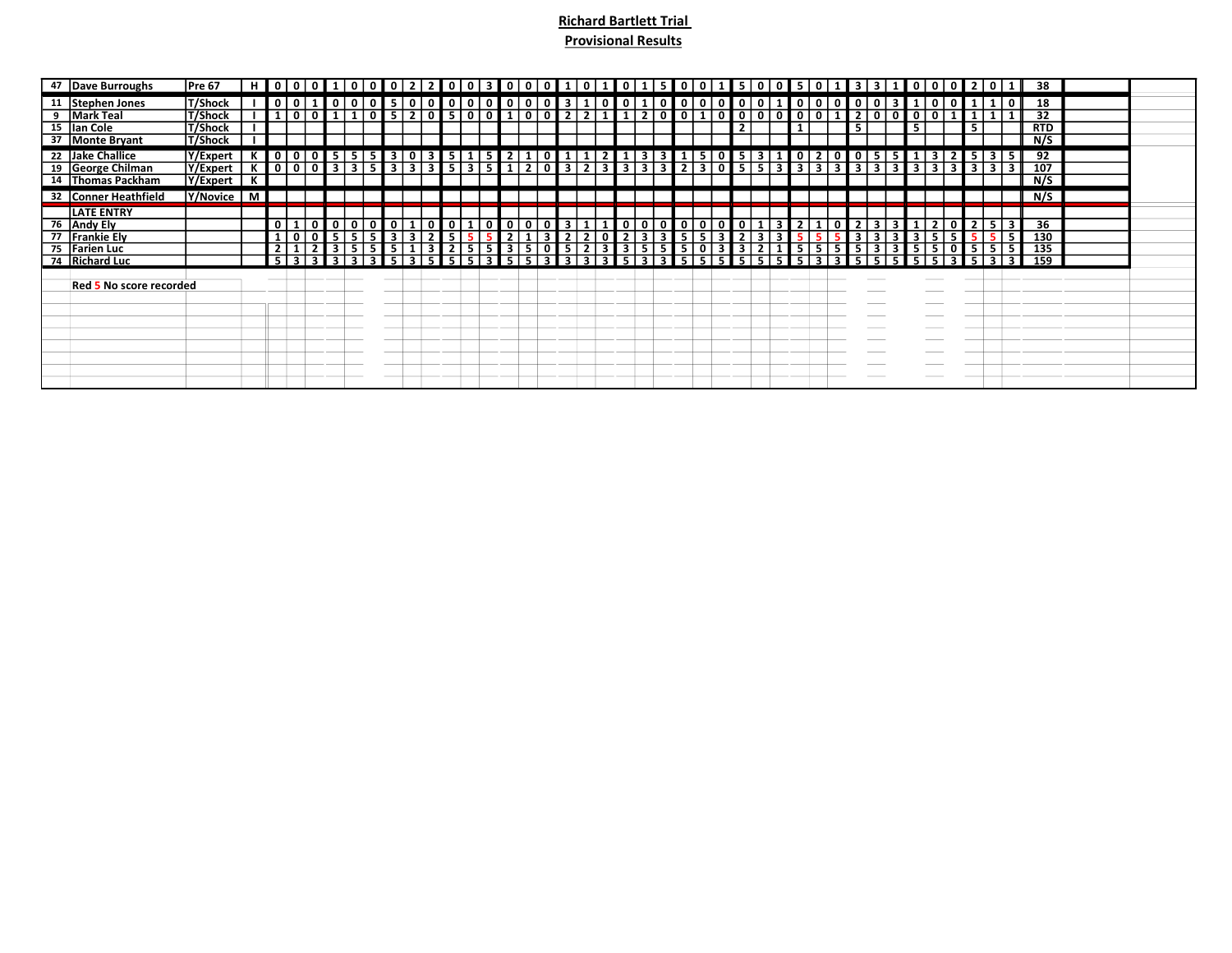# Richard Bartlett Trial

## Provisional Results

| | | | | | | | | | | | | | | | | | | | | | | | | | | | | | | | | | | | | | | | | | | | |
|---|---|---|---|---|---|---|---|---|---|---|---|---|---|---|---|---|---|---|---|---|---|---|---|---|---|---|---|---|---|---|---|---|---|---|---|---|---|---|---|---|---|---|---|
| 47 | Dave Burroughs | Pre 67 | H | 0 | 0 | 0 | 1 | 0 | 0 | 0 | 2 | 2 | 0 | 0 | 3 | 0 | 0 | 0 | 1 | 0 | 1 | 0 | 1 | 5 | 0 | 0 | 1 | 5 | 0 | 0 | 5 | 0 | 1 | 3 | 3 | 1 | 0 | 0 | 0 | 2 | 0 | 1 | 38 |
| 11 | Stephen Jones | T/Shock | I | 0 | 0 | 1 | 0 | 0 | 0 | 5 | 0 | 0 | 0 | 0 | 0 | 0 | 0 | 0 | 3 | 1 | 0 | 0 | 1 | 0 | 0 | 0 | 0 | 0 | 0 | 1 | 0 | 0 | 0 | 0 | 0 | 3 | 1 | 0 | 0 | 1 | 1 | 0 | 18 |
| 9 | Mark Teal | T/Shock | I | 1 | 0 | 0 | 1 | 1 | 0 | 5 | 2 | 0 | 5 | 0 | 0 | 1 | 0 | 0 | 2 | 2 | 1 | 1 | 2 | 0 | 0 | 1 | 0 | 0 | 0 | 0 | 0 | 0 | 1 | 2 | 0 | 0 | 0 | 0 | 1 | 1 | 1 | 1 | 32 |
| 15 | Ian Cole | T/Shock | I | | | | | | | | | | | | | | | | | | | | | | | | | 2 | | | 1 | | | 5 | | | 5 | | | 5 | | | RTD |
| 37 | Monte Bryant | T/Shock | I | | | | | | | | | | | | | | | | | | | | | | | | | | | | | | | | | | | | | | | | N/S |
| 22 | Jake Challice | Y/Expert | K | 0 | 0 | 0 | 5 | 5 | 5 | 3 | 0 | 3 | 5 | 1 | 5 | 2 | 1 | 0 | 1 | 1 | 2 | 1 | 3 | 3 | 1 | 5 | 0 | 5 | 3 | 1 | 0 | 2 | 0 | 0 | 5 | 5 | 1 | 3 | 2 | 5 | 3 | 5 | 92 |
| 19 | George Chilman | Y/Expert | K | 0 | 0 | 0 | 3 | 3 | 5 | 3 | 3 | 3 | 5 | 3 | 5 | 1 | 2 | 0 | 3 | 2 | 3 | 3 | 3 | 3 | 2 | 3 | 0 | 5 | 5 | 3 | 3 | 3 | 3 | 3 | 3 | 3 | 3 | 3 | 3 | 3 | 3 | 3 | 107 |
| 14 | Thomas Packham | Y/Expert | K | | | | | | | | | | | | | | | | | | | | | | | | | | | | | | | | | | | | | | | | N/S |
| 32 | Conner Heathfield | Y/Novice | M | | | | | | | | | | | | | | | | | | | | | | | | | | | | | | | | | | | | | | | | N/S |
| | LATE ENTRY | | | | | | | | | | | | | | | | | | | | | | | | | | | | | | | | | | | | | | | | | | |
| 76 | Andy Ely | | | 0 | 1 | 0 | 0 | 0 | 0 | 0 | 1 | 0 | 0 | 1 | 0 | 0 | 0 | 0 | 3 | 1 | 1 | 0 | 0 | 0 | 0 | 0 | 0 | 0 | 1 | 3 | 2 | 1 | 0 | 2 | 3 | 3 | 1 | 2 | 0 | 2 | 5 | 3 | 36 |
| 77 | Frankie Ely | | | 1 | 0 | 0 | 5 | 5 | 5 | 3 | 3 | 2 | 5 | 5 | 5 | 2 | 1 | 3 | 2 | 2 | 0 | 2 | 3 | 3 | 5 | 5 | 3 | 2 | 3 | 3 | 5 | 5 | 5 | 3 | 3 | 3 | 3 | 5 | 5 | 5 | 5 | 5 | 130 |
| 75 | Farien Luc | | | 2 | 1 | 2 | 3 | 5 | 5 | 5 | 1 | 3 | 2 | 5 | 5 | 3 | 5 | 0 | 5 | 2 | 3 | 3 | 5 | 5 | 5 | 0 | 3 | 3 | 2 | 1 | 5 | 5 | 5 | 5 | 3 | 3 | 5 | 5 | 0 | 5 | 5 | 5 | 135 |
| 74 | Richard Luc | | | 5 | 3 | 3 | 3 | 3 | 3 | 5 | 3 | 5 | 5 | 5 | 3 | 5 | 5 | 3 | 3 | 3 | 3 | 5 | 3 | 3 | 5 | 5 | 5 | 5 | 5 | 5 | 5 | 3 | 3 | 5 | 5 | 5 | 5 | 5 | 3 | 5 | 3 | 3 | 159 |

**Red 5 No score recorded**